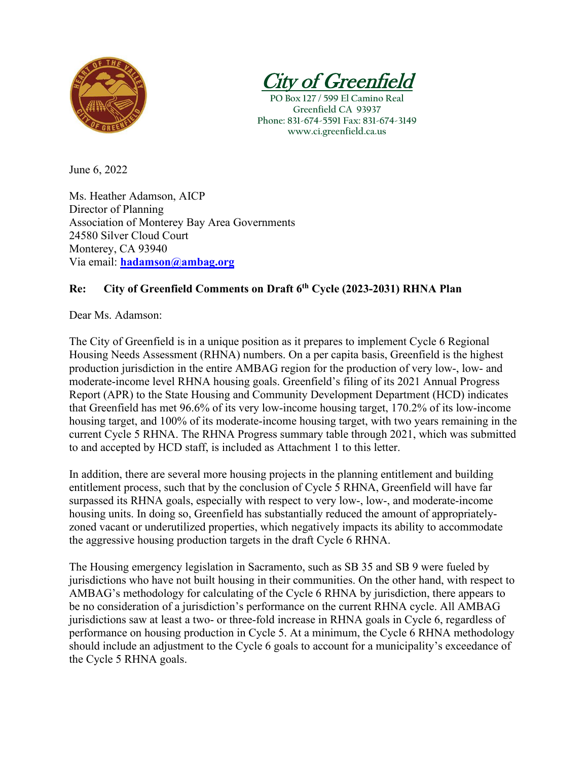# City of Greenfield

PO Box 127 / 599 El Camino Real
Greenfield CA 93937
Phone: 831-674-5591 Fax: 831-674-3149
www.ci.greenfield.ca.us

June 6, 2022

Ms. Heather Adamson, AICP
Director of Planning
Association of Monterey Bay Area Governments
24580 Silver Cloud Court
Monterey, CA 93940
Via email: **hadamson@ambag.org**

**Re: City of Greenfield Comments on Draft 6th Cycle (2023-2031) RHNA Plan**

Dear Ms. Adamson:

The City of Greenfield is in a unique position as it prepares to implement Cycle 6 Regional Housing Needs Assessment (RHNA) numbers. On a per capita basis, Greenfield is the highest production jurisdiction in the entire AMBAG region for the production of very low-, low- and moderate-income level RHNA housing goals. Greenfield's filing of its 2021 Annual Progress Report (APR) to the State Housing and Community Development Department (HCD) indicates that Greenfield has met 96.6% of its very low-income housing target, 170.2% of its low-income housing target, and 100% of its moderate-income housing target, with two years remaining in the current Cycle 5 RHNA. The RHNA Progress summary table through 2021, which was submitted to and accepted by HCD staff, is included as Attachment 1 to this letter.

In addition, there are several more housing projects in the planning entitlement and building entitlement process, such that by the conclusion of Cycle 5 RHNA, Greenfield will have far surpassed its RHNA goals, especially with respect to very low-, low-, and moderate-income housing units. In doing so, Greenfield has substantially reduced the amount of appropriately-zoned vacant or underutilized properties, which negatively impacts its ability to accommodate the aggressive housing production targets in the draft Cycle 6 RHNA.

The Housing emergency legislation in Sacramento, such as SB 35 and SB 9 were fueled by jurisdictions who have not built housing in their communities. On the other hand, with respect to AMBAG's methodology for calculating of the Cycle 6 RHNA by jurisdiction, there appears to be no consideration of a jurisdiction's performance on the current RHNA cycle. All AMBAG jurisdictions saw at least a two- or three-fold increase in RHNA goals in Cycle 6, regardless of performance on housing production in Cycle 5. At a minimum, the Cycle 6 RHNA methodology should include an adjustment to the Cycle 6 goals to account for a municipality's exceedance of the Cycle 5 RHNA goals.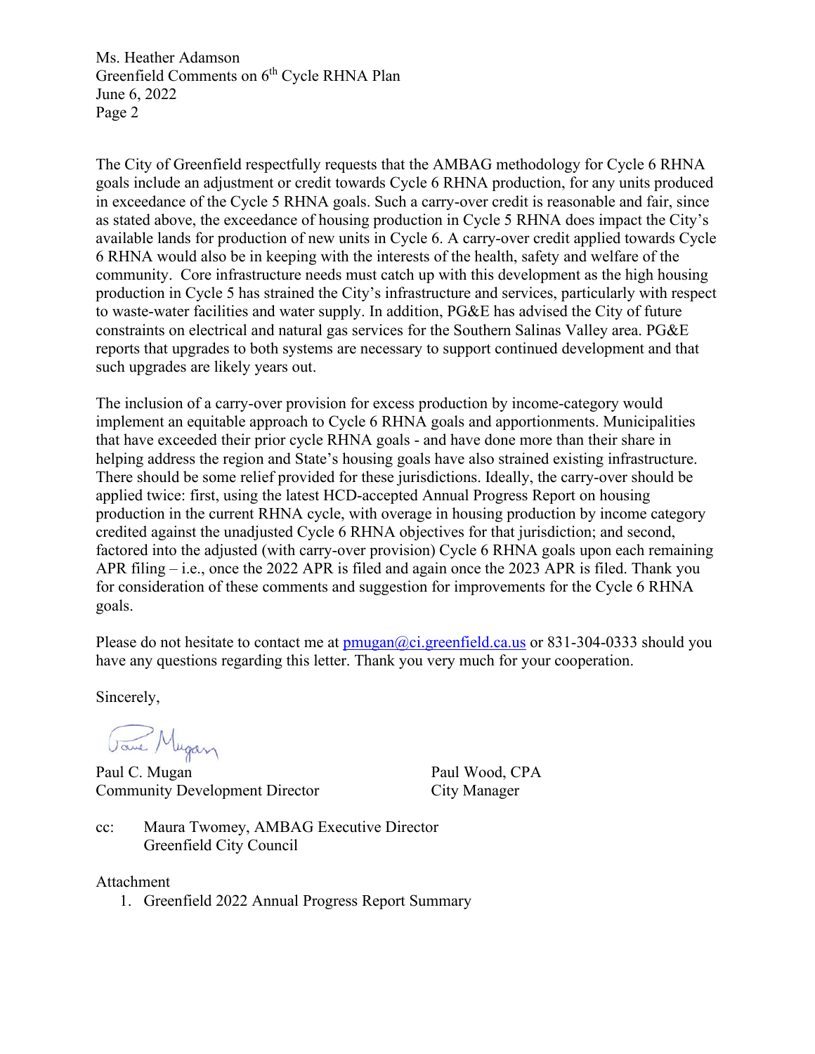The City of Greenfield respectfully requests that the AMBAG methodology for Cycle 6 RHNA goals include an adjustment or credit towards Cycle 6 RHNA production, for any units produced in exceedance of the Cycle 5 RHNA goals. Such a carry-over credit is reasonable and fair, since as stated above, the exceedance of housing production in Cycle 5 RHNA does impact the City's available lands for production of new units in Cycle 6. A carry-over credit applied towards Cycle 6 RHNA would also be in keeping with the interests of the health, safety and welfare of the community. Core infrastructure needs must catch up with this development as the high housing production in Cycle 5 has strained the City's infrastructure and services, particularly with respect to waste-water facilities and water supply. In addition, PG&E has advised the City of future constraints on electrical and natural gas services for the Southern Salinas Valley area. PG&E reports that upgrades to both systems are necessary to support continued development and that such upgrades are likely years out.

The inclusion of a carry-over provision for excess production by income-category would implement an equitable approach to Cycle 6 RHNA goals and apportionments. Municipalities that have exceeded their prior cycle RHNA goals - and have done more than their share in helping address the region and State's housing goals have also strained existing infrastructure. There should be some relief provided for these jurisdictions. Ideally, the carry-over should be applied twice: first, using the latest HCD-accepted Annual Progress Report on housing production in the current RHNA cycle, with overage in housing production by income category credited against the unadjusted Cycle 6 RHNA objectives for that jurisdiction; and second, factored into the adjusted (with carry-over provision) Cycle 6 RHNA goals upon each remaining APR filing – i.e., once the 2022 APR is filed and again once the 2023 APR is filed. Thank you for consideration of these comments and suggestion for improvements for the Cycle 6 RHNA goals.

Please do not hesitate to contact me at pmugan@ci.greenfield.ca.us or 831-304-0333 should you have any questions regarding this letter. Thank you very much for your cooperation.

Sincerely,

Paul C. Mugan
Community Development Director

Paul Wood, CPA
City Manager

cc: Maura Twomey, AMBAG Executive Director
Greenfield City Council

Attachment

1. Greenfield 2022 Annual Progress Report Summary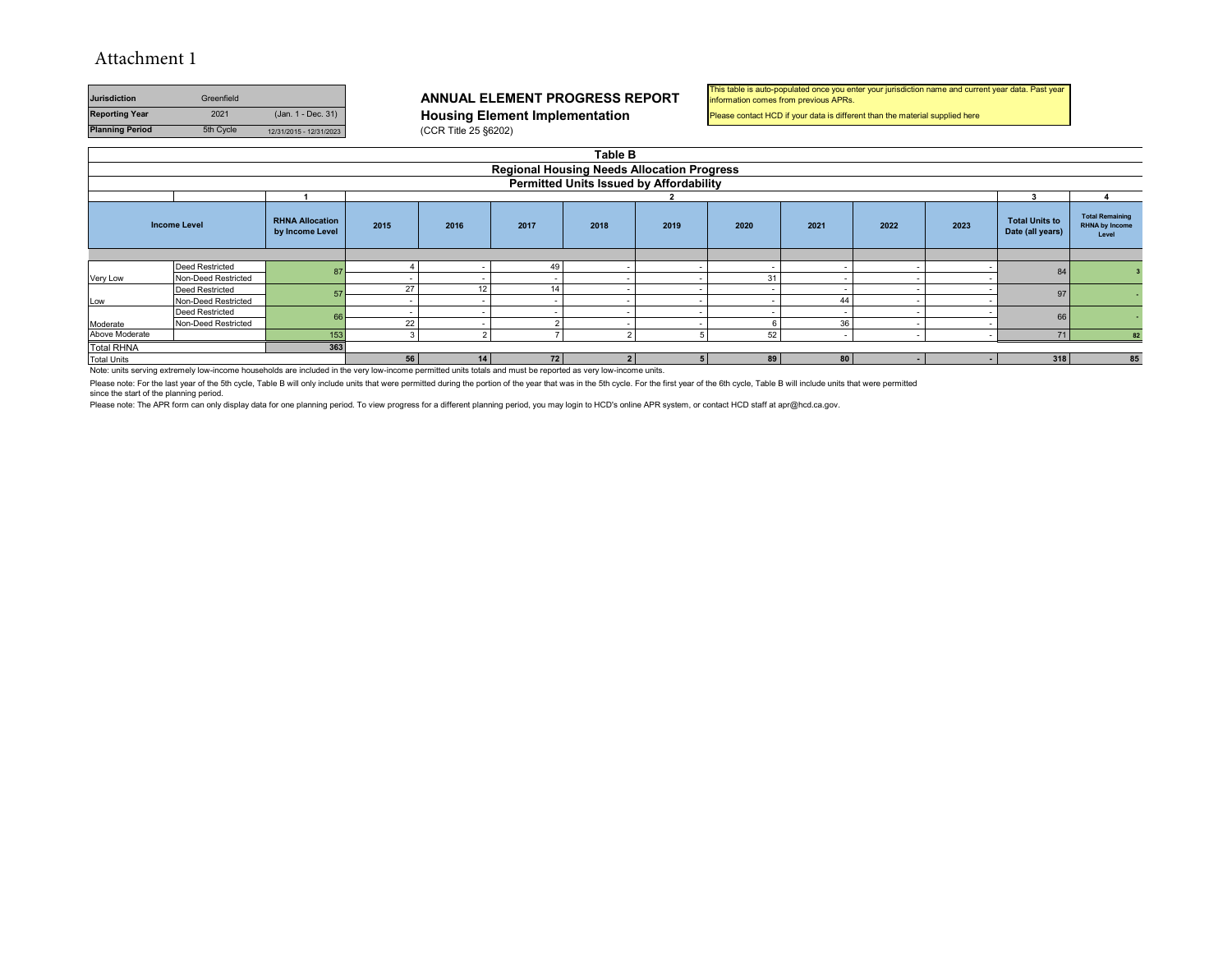Attachment 1

| | | |
|---|---|---|
| **Jurisdiction** | Greenfield | |
| **Reporting Year** | 2021 | (Jan. 1 - Dec. 31) |
| **Planning Period** | 5th Cycle | 12/31/2015 - 12/31/2023 |

## ANNUAL ELEMENT PROGRESS REPORT
### Housing Element Implementation
(CCR Title 25 §6202)

This table is auto-populated once you enter your jurisdiction name and current year data. Past year information comes from previous APRs.

Please contact HCD if your data is different than the material supplied here

**Table B**
**Regional Housing Needs Allocation Progress**
**Permitted Units Issued by Affordability**

| Income Level | | 1<br>RHNA Allocation by Income Level | 2<br>2015 | 2016 | 2017 | 2018 | 2019 | 2020 | 2021 | 2022 | 2023 | 3<br>Total Units to Date (all years) | 4<br>Total Remaining RHNA by Income Level |
|---|---|---|---|---|---|---|---|---|---|---|---|---|---|
| Very Low | Deed Restricted | 87 | 4 | - | 49 | - | - | - | - | - | - | 84 | 3 |
| | Non-Deed Restricted | | - | - | - | - | - | 31 | - | - | - | | |
| Low | Deed Restricted | 57 | 27 | 12 | 14 | - | - | - | - | - | - | 97 | - |
| | Non-Deed Restricted | | - | - | - | - | - | - | 44 | - | - | | |
| Moderate | Deed Restricted | 66 | - | - | - | - | - | - | - | - | - | 66 | - |
| | Non-Deed Restricted | | 22 | - | 2 | - | - | 6 | 36 | - | - | | |
| Above Moderate | | 153 | 3 | 2 | 7 | 2 | 5 | 52 | - | - | - | 71 | 82 |
| Total RHNA | | 363 | | | | | | | | | | | |
| Total Units | | | 56 | 14 | 72 | 2 | 5 | 89 | 80 | - | - | 318 | 85 |

Note: units serving extremely low-income households are included in the very low-income permitted units totals and must be reported as very low-income units.

Please note: For the last year of the 5th cycle, Table B will only include units that were permitted during the portion of the year that was in the 5th cycle. For the first year of the 6th cycle, Table B will include units that were permitted since the start of the planning period.

Please note: The APR form can only display data for one planning period. To view progress for a different planning period, you may login to HCD's online APR system, or contact HCD staff at apr@hcd.ca.gov.